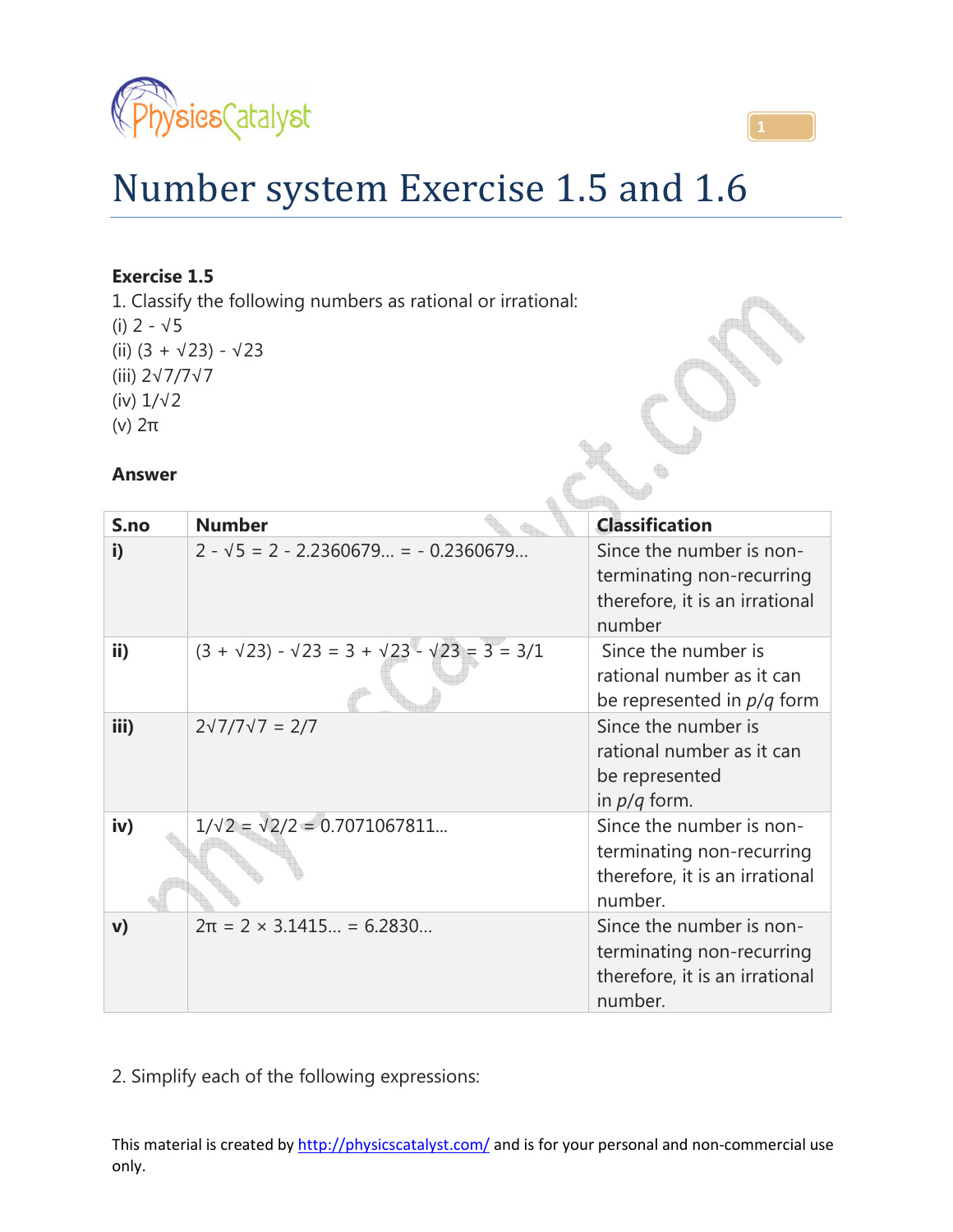# Number system Exercise 1.5 and 1.6

**Exercise 1.5**

1. Classify the following numbers as rational or irrational:

(i) $2 - \sqrt{5}$

(ii) $(3 + \sqrt{23}) - \sqrt{23}$

(iii) $2\sqrt{7}/7\sqrt{7}$

(iv) $1/\sqrt{2}$

(v) $2\pi$

**Answer**

| S.no | Number | Classification |
|---|---|---|
| **i)** | $2 - \sqrt{5} = 2 - 2.2360679... = - 0.2360679...$ | Since the number is non-terminating non-recurring therefore, it is an irrational number |
| **ii)** | $(3 + \sqrt{23}) - \sqrt{23} = 3 + \sqrt{23} - \sqrt{23} = 3 = 3/1$ | Since the number is rational number as it can be represented in *p*/*q* form |
| **iii)** | $2\sqrt{7}/7\sqrt{7} = 2/7$ | Since the number is rational number as it can be represented in *p*/*q* form. |
| **iv)** | $1/\sqrt{2} = \sqrt{2}/2 = 0.7071067811...$ | Since the number is non-terminating non-recurring therefore, it is an irrational number. |
| **v)** | $2\pi = 2 \times 3.1415... = 6.2830...$ | Since the number is non-terminating non-recurring therefore, it is an irrational number. |

2. Simplify each of the following expressions:

This material is created by http://physicscatalyst.com/ and is for your personal and non-commercial use only.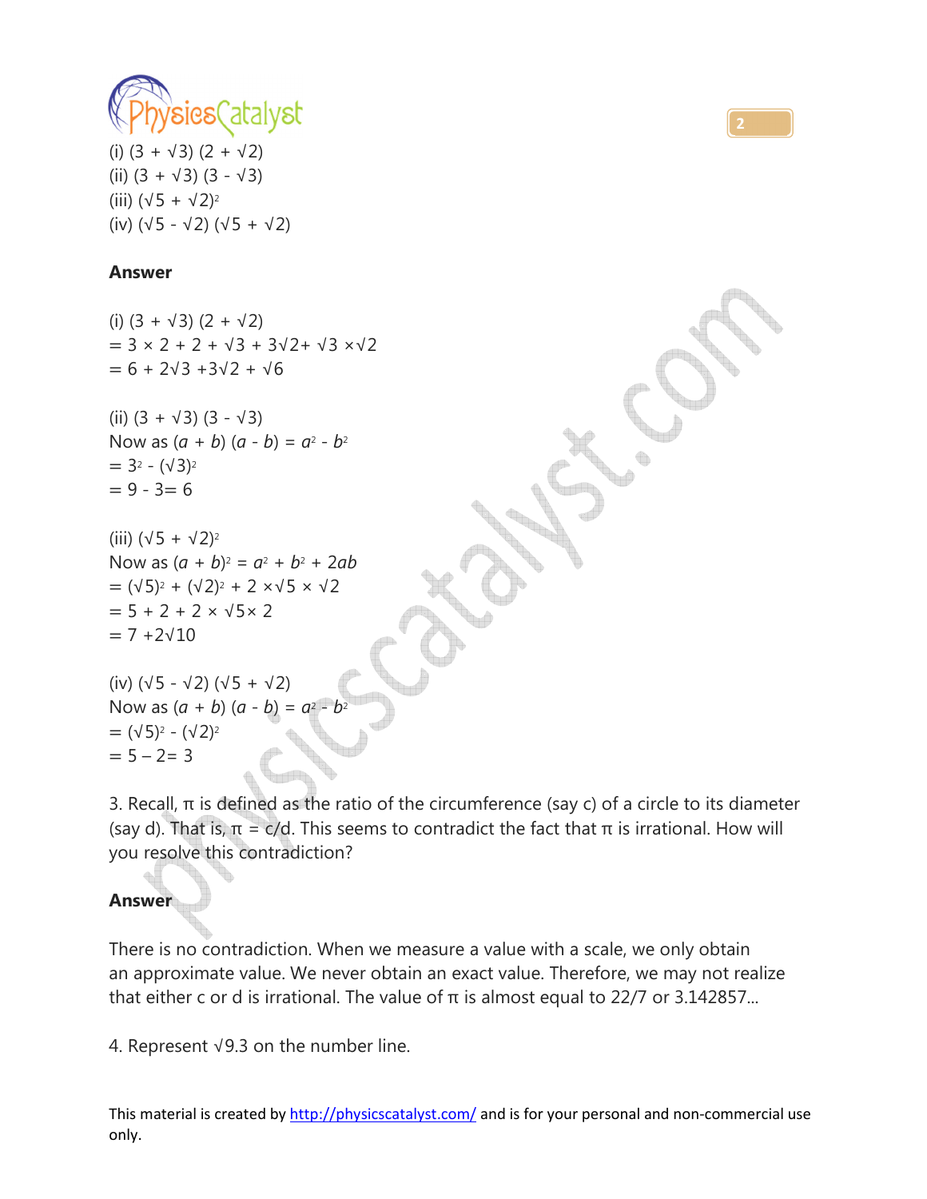(i) $(3 + \sqrt{3})(2 + \sqrt{2})$
(ii) $(3 + \sqrt{3})(3 - \sqrt{3})$
(iii) $(\sqrt{5} + \sqrt{2})^2$
(iv) $(\sqrt{5} - \sqrt{2})(\sqrt{5} + \sqrt{2})$

**Answer**

(i) $(3 + \sqrt{3})(2 + \sqrt{2})$
$= 3 \times 2 + 2 + \sqrt{3} + 3\sqrt{2} + \sqrt{3} \times \sqrt{2}$
$= 6 + 2\sqrt{3} + 3\sqrt{2} + \sqrt{6}$

(ii) $(3 + \sqrt{3})(3 - \sqrt{3})$
Now as $(a + b)(a - b) = a^2 - b^2$
$= 3^2 - (\sqrt{3})^2$
$= 9 - 3 = 6$

(iii) $(\sqrt{5} + \sqrt{2})^2$
Now as $(a + b)^2 = a^2 + b^2 + 2ab$
$= (\sqrt{5})^2 + (\sqrt{2})^2 + 2 \times \sqrt{5} \times \sqrt{2}$
$= 5 + 2 + 2 \times \sqrt{5} \times 2$
$= 7 + 2\sqrt{10}$

(iv) $(\sqrt{5} - \sqrt{2})(\sqrt{5} + \sqrt{2})$
Now as $(a + b)(a - b) = a^2 - b^2$
$= (\sqrt{5})^2 - (\sqrt{2})^2$
$= 5 - 2 = 3$

3. Recall, π is defined as the ratio of the circumference (say c) of a circle to its diameter (say d). That is, $\pi = c/d$. This seems to contradict the fact that π is irrational. How will you resolve this contradiction?

**Answer**

There is no contradiction. When we measure a value with a scale, we only obtain an approximate value. We never obtain an exact value. Therefore, we may not realize that either c or d is irrational. The value of π is almost equal to 22/7 or 3.142857...

4. Represent $\sqrt{9.3}$ on the number line.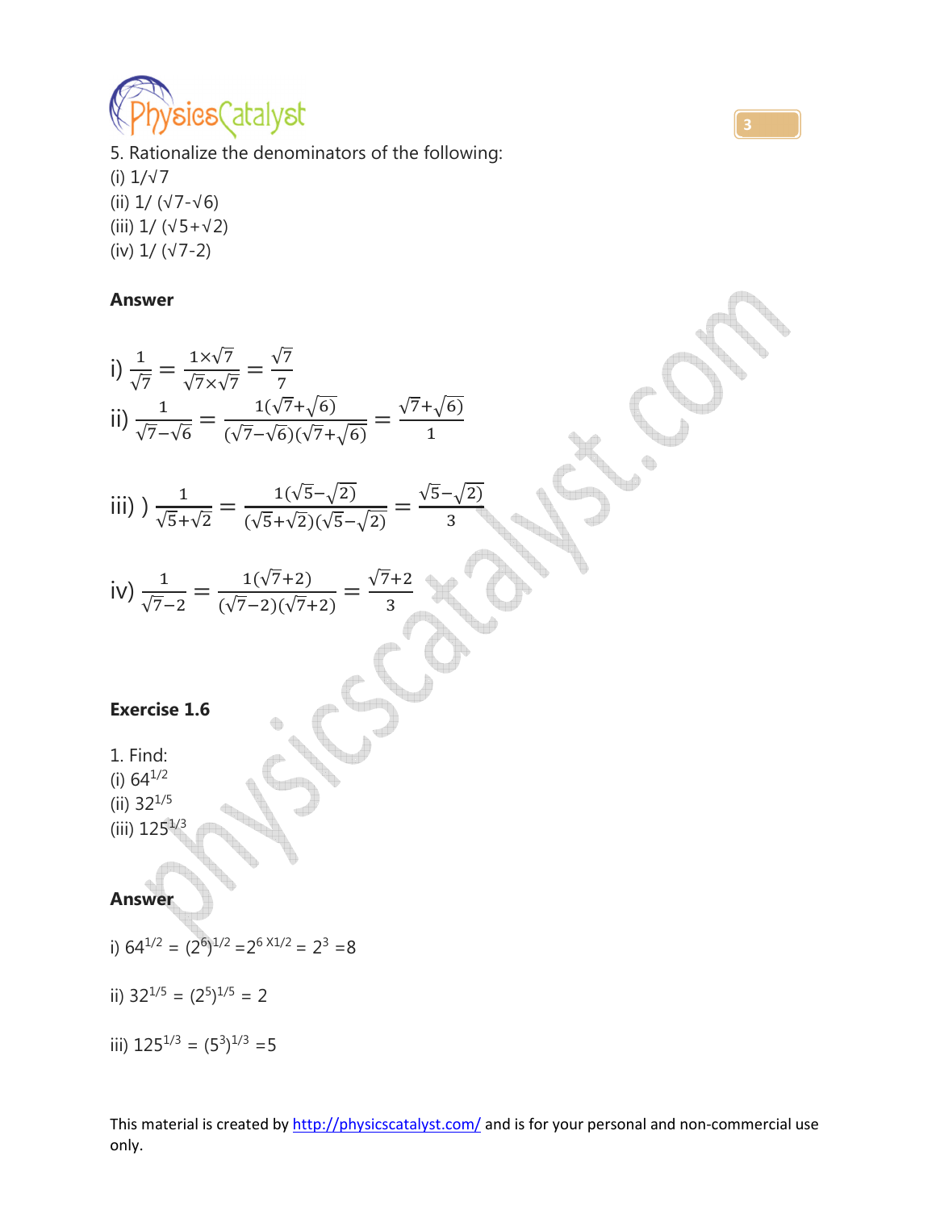5. Rationalize the denominators of the following:

(i) 1/√7

(ii) 1/ (√7-√6)

(iii) 1/ (√5+√2)

(iv) 1/ (√7-2)

**Answer**

i) $\frac{1}{\sqrt{7}} = \frac{1\times\sqrt{7}}{\sqrt{7}\times\sqrt{7}} = \frac{\sqrt{7}}{7}$

ii) $\frac{1}{\sqrt{7}-\sqrt{6}} = \frac{1(\sqrt{7}+\sqrt{6})}{(\sqrt{7}-\sqrt{6})(\sqrt{7}+\sqrt{6})} = \frac{\sqrt{7}+\sqrt{6}}{1}$

iii) ) $\frac{1}{\sqrt{5}+\sqrt{2}} = \frac{1(\sqrt{5}-\sqrt{2})}{(\sqrt{5}+\sqrt{2})(\sqrt{5}-\sqrt{2})} = \frac{\sqrt{5}-\sqrt{2}}{3}$

iv) $\frac{1}{\sqrt{7}-2} = \frac{1(\sqrt{7}+2)}{(\sqrt{7}-2)(\sqrt{7}+2)} = \frac{\sqrt{7}+2}{3}$

**Exercise 1.6**

1. Find:

(i) $64^{1/2}$

(ii) $32^{1/5}$

(iii) $125^{1/3}$

**Answer**

i) $64^{1/2} = (2^6)^{1/2} = 2^{6 \times 1/2} = 2^3 = 8$

ii) $32^{1/5} = (2^5)^{1/5} = 2$

iii) $125^{1/3} = (5^3)^{1/3} = 5$

This material is created by http://physicscatalyst.com/ and is for your personal and non-commercial use only.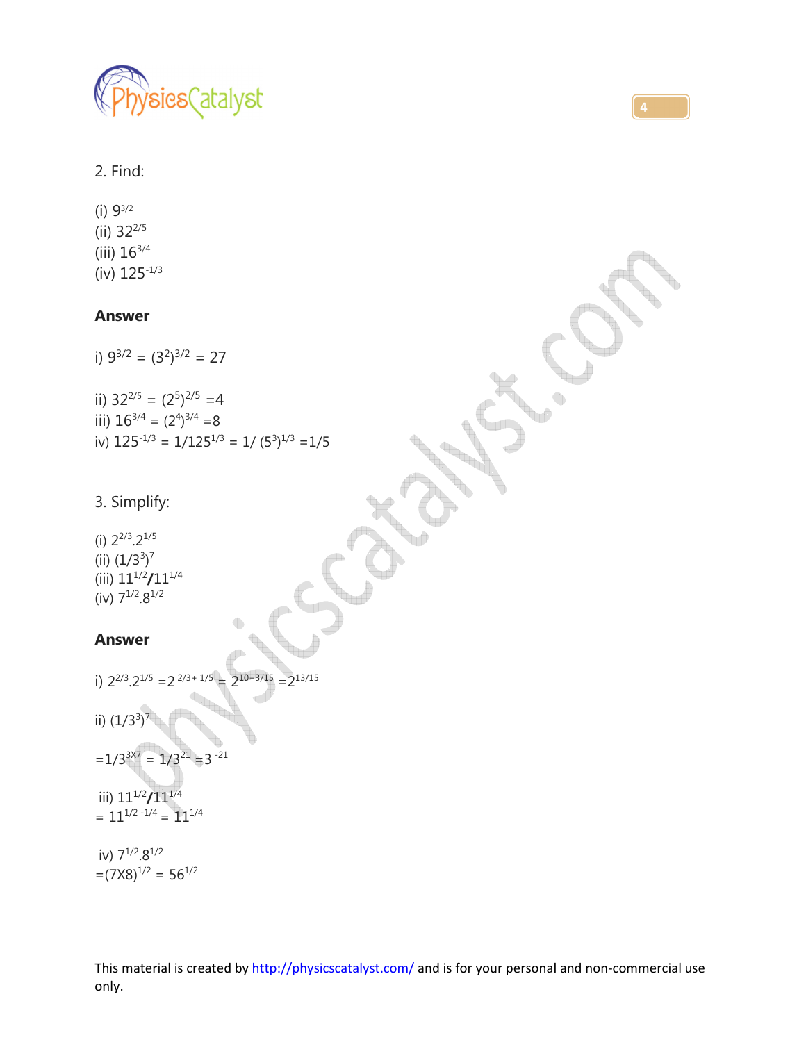2. Find:

(i) $9^{3/2}$
(ii) $32^{2/5}$
(iii) $16^{3/4}$
(iv) $125^{-1/3}$

**Answer**

i) $9^{3/2} = (3^2)^{3/2} = 27$

ii) $32^{2/5} = (2^5)^{2/5} = 4$
iii) $16^{3/4} = (2^4)^{3/4} = 8$
iv) $125^{-1/3} = 1/125^{1/3} = 1/(5^3)^{1/3} = 1/5$

3. Simplify:

(i) $2^{2/3}.2^{1/5}$
(ii) $(1/3^3)^7$
(iii) $11^{1/2}/11^{1/4}$
(iv) $7^{1/2}.8^{1/2}$

**Answer**

i) $2^{2/3}.2^{1/5} = 2^{2/3+1/5} = 2^{10+3/15} = 2^{13/15}$

ii) $(1/3^3)^7$

$= 1/3^{3X7} = 1/3^{21} = 3^{-21}$

iii) $11^{1/2}/11^{1/4}$
$= 11^{1/2-1/4} = 11^{1/4}$

iv) $7^{1/2}.8^{1/2}$
$= (7X8)^{1/2} = 56^{1/2}$